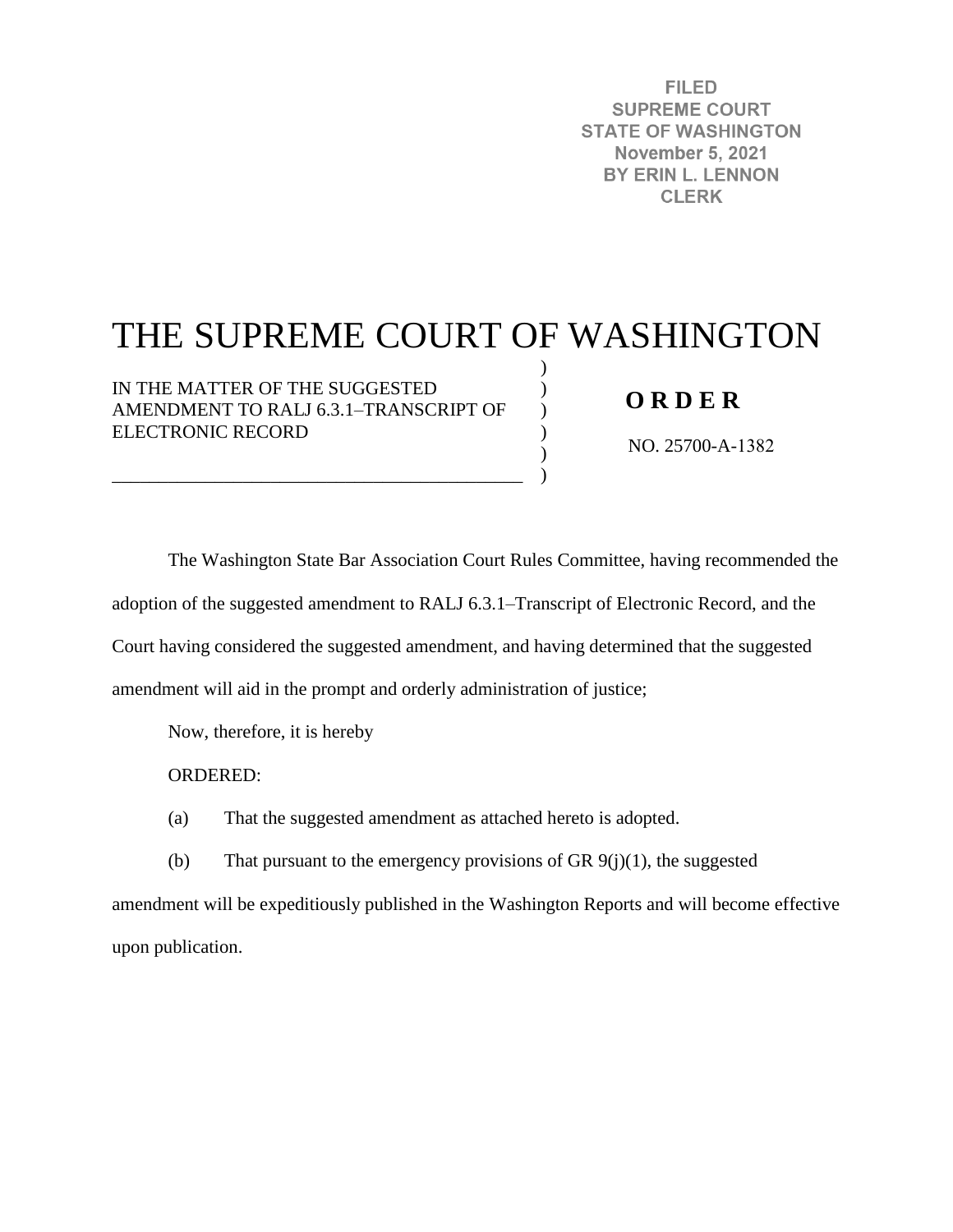FILED
SUPREME COURT
STATE OF WASHINGTON
November 5, 2021
BY ERIN L. LENNON
CLERK

# THE SUPREME COURT OF WASHINGTON

IN THE MATTER OF THE SUGGESTED AMENDMENT TO RALJ 6.3.1–TRANSCRIPT OF ELECTRONIC RECORD

**O R D E R**

NO. 25700-A-1382

The Washington State Bar Association Court Rules Committee, having recommended the adoption of the suggested amendment to RALJ 6.3.1–Transcript of Electronic Record, and the Court having considered the suggested amendment, and having determined that the suggested amendment will aid in the prompt and orderly administration of justice;

Now, therefore, it is hereby

ORDERED:

(a) That the suggested amendment as attached hereto is adopted.

(b) That pursuant to the emergency provisions of GR 9(j)(1), the suggested amendment will be expeditiously published in the Washington Reports and will become effective upon publication.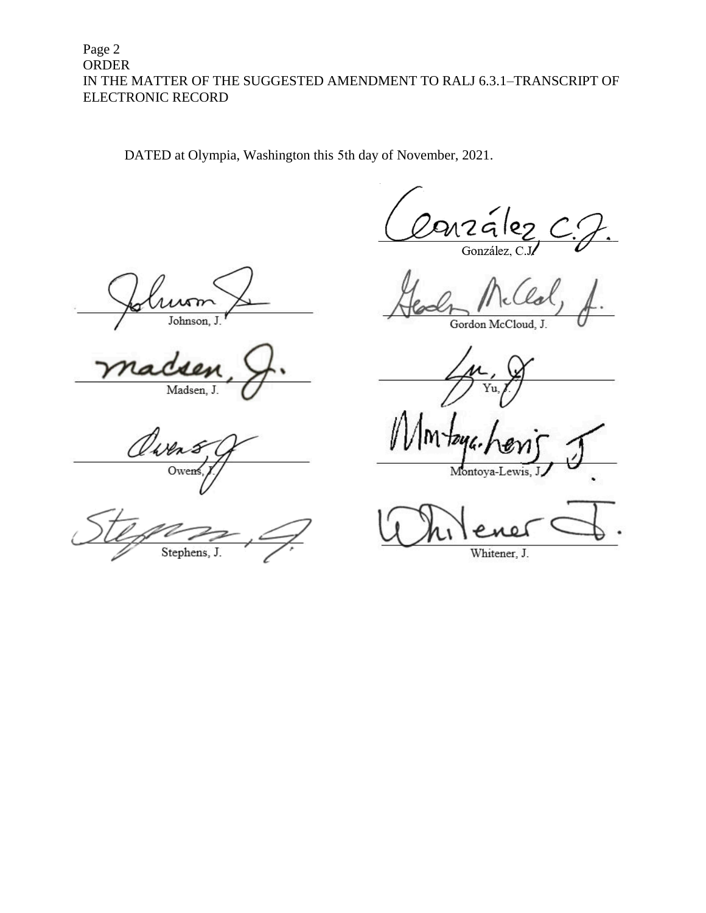DATED at Olympia, Washington this 5th day of November, 2021.

| | |
|---|---|
| | González, C.J. |
| Johnson, J. | Gordon McCloud, J. |
| Madsen, J. | Yu, J. |
| Owens, J. | Montoya-Lewis, J. |
| Stephens, J. | Whitener, J. |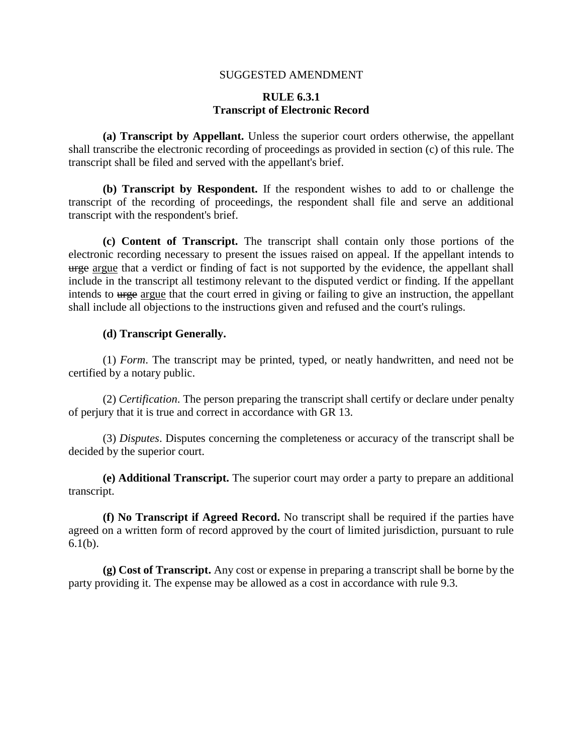SUGGESTED AMENDMENT

**RULE 6.3.1**
**Transcript of Electronic Record**

**(a) Transcript by Appellant.** Unless the superior court orders otherwise, the appellant shall transcribe the electronic recording of proceedings as provided in section (c) of this rule. The transcript shall be filed and served with the appellant's brief.

**(b) Transcript by Respondent.** If the respondent wishes to add to or challenge the transcript of the recording of proceedings, the respondent shall file and serve an additional transcript with the respondent's brief.

**(c) Content of Transcript.** The transcript shall contain only those portions of the electronic recording necessary to present the issues raised on appeal. If the appellant intends to ~~urge~~ <u>argue</u> that a verdict or finding of fact is not supported by the evidence, the appellant shall include in the transcript all testimony relevant to the disputed verdict or finding. If the appellant intends to ~~urge~~ <u>argue</u> that the court erred in giving or failing to give an instruction, the appellant shall include all objections to the instructions given and refused and the court's rulings.

**(d) Transcript Generally.**

(1) *Form*. The transcript may be printed, typed, or neatly handwritten, and need not be certified by a notary public.

(2) *Certification*. The person preparing the transcript shall certify or declare under penalty of perjury that it is true and correct in accordance with GR 13.

(3) *Disputes*. Disputes concerning the completeness or accuracy of the transcript shall be decided by the superior court.

**(e) Additional Transcript.** The superior court may order a party to prepare an additional transcript.

**(f) No Transcript if Agreed Record.** No transcript shall be required if the parties have agreed on a written form of record approved by the court of limited jurisdiction, pursuant to rule 6.1(b).

**(g) Cost of Transcript.** Any cost or expense in preparing a transcript shall be borne by the party providing it. The expense may be allowed as a cost in accordance with rule 9.3.